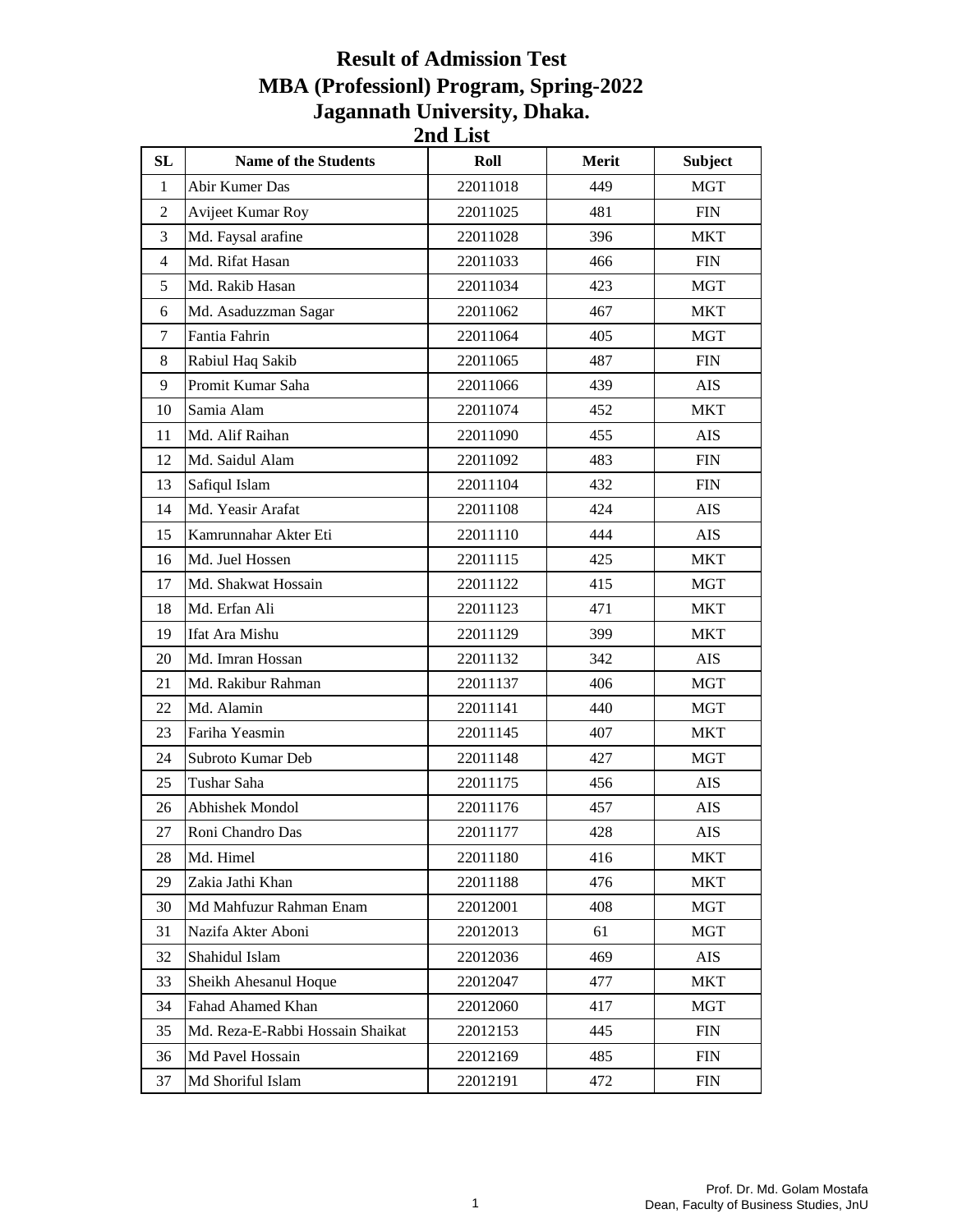# Result of Admission Test
# MBA (Professionl) Program, Spring-2022
# Jagannath University, Dhaka.
## 2nd List

| SL | Name of the Students | Roll | Merit | Subject |
|---|---|---|---|---|
| 1 | Abir Kumer Das | 22011018 | 449 | MGT |
| 2 | Avijeet Kumar Roy | 22011025 | 481 | FIN |
| 3 | Md. Faysal arafine | 22011028 | 396 | MKT |
| 4 | Md. Rifat Hasan | 22011033 | 466 | FIN |
| 5 | Md. Rakib Hasan | 22011034 | 423 | MGT |
| 6 | Md. Asaduzzman Sagar | 22011062 | 467 | MKT |
| 7 | Fantia Fahrin | 22011064 | 405 | MGT |
| 8 | Rabiul Haq Sakib | 22011065 | 487 | FIN |
| 9 | Promit Kumar Saha | 22011066 | 439 | AIS |
| 10 | Samia Alam | 22011074 | 452 | MKT |
| 11 | Md. Alif Raihan | 22011090 | 455 | AIS |
| 12 | Md. Saidul Alam | 22011092 | 483 | FIN |
| 13 | Safiqul Islam | 22011104 | 432 | FIN |
| 14 | Md. Yeasir Arafat | 22011108 | 424 | AIS |
| 15 | Kamrunnahar Akter Eti | 22011110 | 444 | AIS |
| 16 | Md. Juel Hossen | 22011115 | 425 | MKT |
| 17 | Md. Shakwat Hossain | 22011122 | 415 | MGT |
| 18 | Md. Erfan Ali | 22011123 | 471 | MKT |
| 19 | Ifat Ara Mishu | 22011129 | 399 | MKT |
| 20 | Md. Imran Hossan | 22011132 | 342 | AIS |
| 21 | Md. Rakibur Rahman | 22011137 | 406 | MGT |
| 22 | Md. Alamin | 22011141 | 440 | MGT |
| 23 | Fariha Yeasmin | 22011145 | 407 | MKT |
| 24 | Subroto Kumar Deb | 22011148 | 427 | MGT |
| 25 | Tushar Saha | 22011175 | 456 | AIS |
| 26 | Abhishek Mondol | 22011176 | 457 | AIS |
| 27 | Roni Chandro Das | 22011177 | 428 | AIS |
| 28 | Md. Himel | 22011180 | 416 | MKT |
| 29 | Zakia Jathi Khan | 22011188 | 476 | MKT |
| 30 | Md Mahfuzur Rahman Enam | 22012001 | 408 | MGT |
| 31 | Nazifa Akter Aboni | 22012013 | 61 | MGT |
| 32 | Shahidul Islam | 22012036 | 469 | AIS |
| 33 | Sheikh Ahesanul Hoque | 22012047 | 477 | MKT |
| 34 | Fahad Ahamed Khan | 22012060 | 417 | MGT |
| 35 | Md. Reza-E-Rabbi Hossain Shaikat | 22012153 | 445 | FIN |
| 36 | Md Pavel Hossain | 22012169 | 485 | FIN |
| 37 | Md Shoriful Islam | 22012191 | 472 | FIN |

Prof. Dr. Md. Golam Mostafa
Dean, Faculty of Business Studies, JnU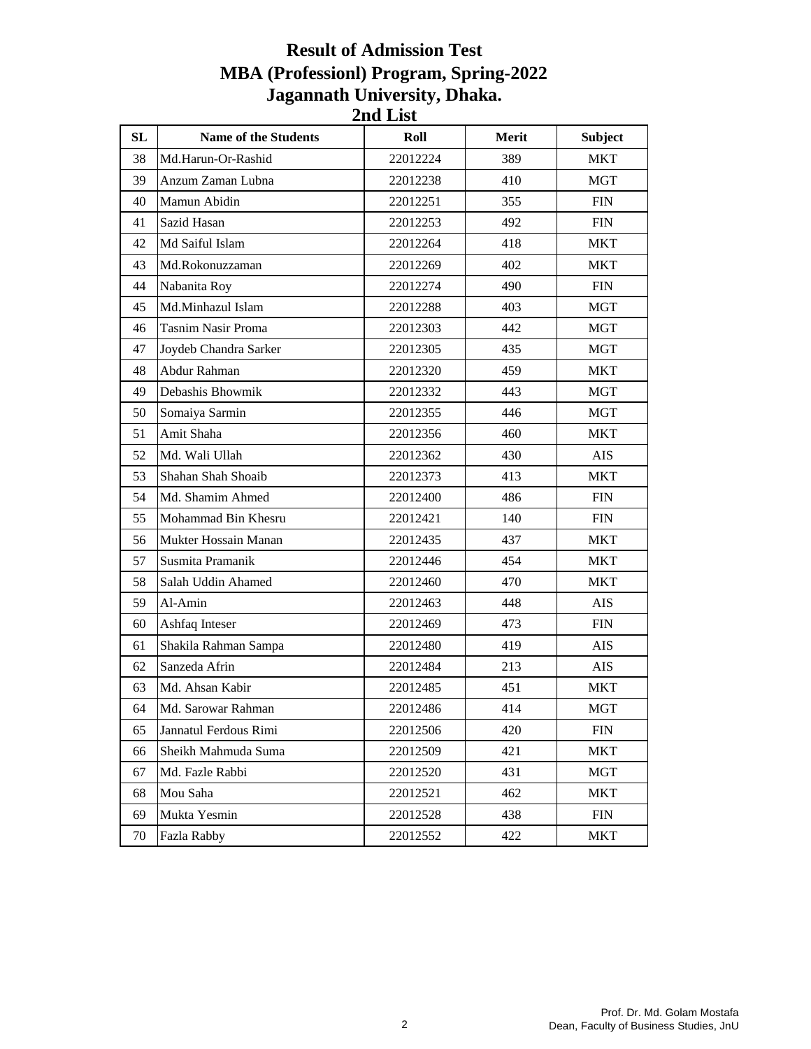# Result of Admission Test
# MBA (Professionl) Program, Spring-2022
# Jagannath University, Dhaka.
## 2nd List

| SL | Name of the Students | Roll | Merit | Subject |
|---|---|---|---|---|
| 38 | Md.Harun-Or-Rashid | 22012224 | 389 | MKT |
| 39 | Anzum Zaman Lubna | 22012238 | 410 | MGT |
| 40 | Mamun Abidin | 22012251 | 355 | FIN |
| 41 | Sazid Hasan | 22012253 | 492 | FIN |
| 42 | Md Saiful Islam | 22012264 | 418 | MKT |
| 43 | Md.Rokonuzzaman | 22012269 | 402 | MKT |
| 44 | Nabanita Roy | 22012274 | 490 | FIN |
| 45 | Md.Minhazul Islam | 22012288 | 403 | MGT |
| 46 | Tasnim Nasir Proma | 22012303 | 442 | MGT |
| 47 | Joydeb Chandra Sarker | 22012305 | 435 | MGT |
| 48 | Abdur Rahman | 22012320 | 459 | MKT |
| 49 | Debashis Bhowmik | 22012332 | 443 | MGT |
| 50 | Somaiya Sarmin | 22012355 | 446 | MGT |
| 51 | Amit Shaha | 22012356 | 460 | MKT |
| 52 | Md. Wali Ullah | 22012362 | 430 | AIS |
| 53 | Shahan Shah Shoaib | 22012373 | 413 | MKT |
| 54 | Md. Shamim Ahmed | 22012400 | 486 | FIN |
| 55 | Mohammad Bin Khesru | 22012421 | 140 | FIN |
| 56 | Mukter Hossain Manan | 22012435 | 437 | MKT |
| 57 | Susmita Pramanik | 22012446 | 454 | MKT |
| 58 | Salah Uddin Ahamed | 22012460 | 470 | MKT |
| 59 | Al-Amin | 22012463 | 448 | AIS |
| 60 | Ashfaq Inteser | 22012469 | 473 | FIN |
| 61 | Shakila Rahman Sampa | 22012480 | 419 | AIS |
| 62 | Sanzeda Afrin | 22012484 | 213 | AIS |
| 63 | Md. Ahsan Kabir | 22012485 | 451 | MKT |
| 64 | Md. Sarowar Rahman | 22012486 | 414 | MGT |
| 65 | Jannatul Ferdous Rimi | 22012506 | 420 | FIN |
| 66 | Sheikh Mahmuda Suma | 22012509 | 421 | MKT |
| 67 | Md. Fazle Rabbi | 22012520 | 431 | MGT |
| 68 | Mou Saha | 22012521 | 462 | MKT |
| 69 | Mukta Yesmin | 22012528 | 438 | FIN |
| 70 | Fazla Rabby | 22012552 | 422 | MKT |

Prof. Dr. Md. Golam Mostafa
Dean, Faculty of Business Studies, JnU